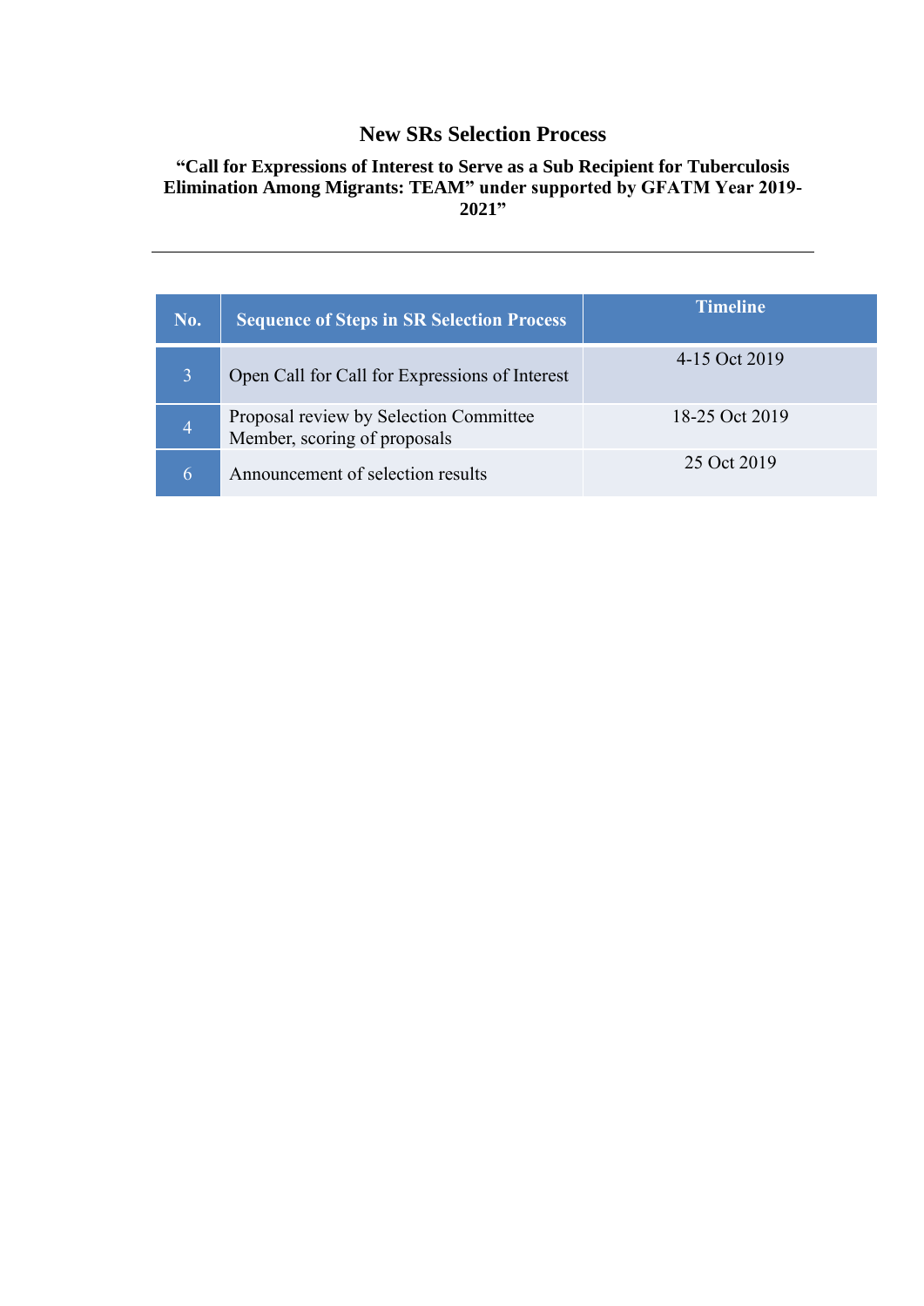# New SRs Selection Process

### "Call for Expressions of Interest to Serve as a Sub Recipient for Tuberculosis Elimination Among Migrants: TEAM" under supported by GFATM Year 2019-2021"

---

| No. | Sequence of Steps in SR Selection Process | Timeline |
|---|---|---|
| 3 | Open Call for Call for Expressions of Interest | 4-15 Oct 2019 |
| 4 | Proposal review by Selection Committee Member, scoring of proposals | 18-25 Oct 2019 |
| 6 | Announcement of selection results | 25 Oct 2019 |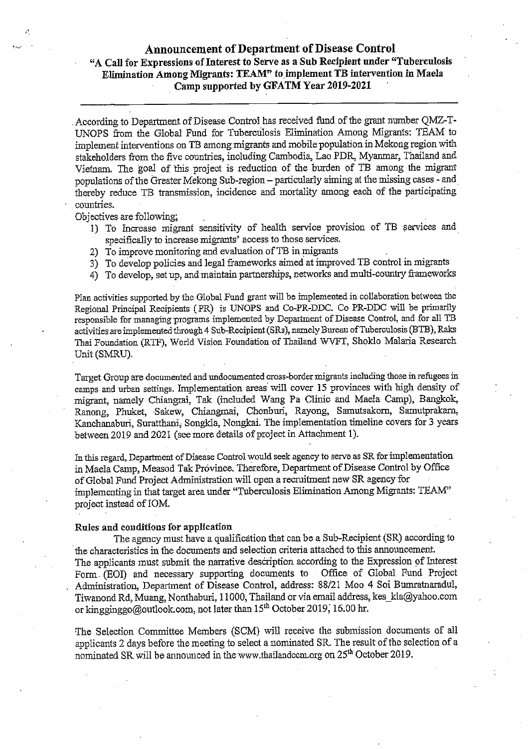## Announcement of Department of Disease Control

### "A Call for Expressions of Interest to Serve as a Sub Recipient under "Tuberculosis Elimination Among Migrants: TEAM" to implement TB intervention in Maela Camp supported by GFATM Year 2019-2021

---

According to Department of Disease Control has received fund of the grant number QMZ-T-UNOPS from the Global Fund for Tuberculosis Elimination Among Migrants: TEAM to implement interventions on TB among migrants and mobile population in Mekong region with stakeholders from the five countries, including Cambodia, Lao PDR, Myanmar, Thailand and Vietnam. The goal of this project is reduction of the burden of TB among the migrant populations of the Greater Mekong Sub-region – particularly aiming at the missing cases - and thereby reduce TB transmission, incidence and mortality among each of the participating countries.

Objectives are following;

1) To Increase migrant sensitivity of health service provision of TB services and specifically to increase migrants' access to those services.
2) To improve monitoring and evaluation of TB in migrants
3) To develop policies and legal frameworks aimed at improved TB control in migrants
4) To develop, set up, and maintain partnerships, networks and multi-country frameworks

Plan activities supported by the Global Fund grant will be implemented in collaboration between the Regional Principal Recipients (PR) is UNOPS and Co-PR-DDC. Co PR-DDC will be primarily responsible for managing programs implemented by Department of Disease Control, and for all TB activities are implemented through 4 Sub-Recipient (SRs), namely Bureau of Tuberculosis (BTB), Raks Thai Foundation (RTF), World Vision Foundation of Thailand WVFT, Shoklo Malaria Research Unit (SMRU).

Target Group are documented and undocumented cross-border migrants including those in refugees in camps and urban settings. Implementation areas will cover 15 provinces with high density of migrant, namely Chiangrai, Tak (included Wang Pa Clinic and Maela Camp), Bangkok, Ranong, Phuket, Sakew, Chiangmai, Chonburi, Rayong, Samutsakorn, Samutprakarn, Kanchanaburi, Suratthani, Songkla, Nongkai. The implementation timeline covers for 3 years between 2019 and 2021 (see more details of project in Attachment 1).

In this regard, Department of Disease Control would seek agency to serve as SR for implementation in Maela Camp, Measod Tak Province. Therefore, Department of Disease Control by Office of Global Fund Project Administration will open a recruitment new SR agency for implementing in that target area under "Tuberculosis Elimination Among Migrants: TEAM" project instead of IOM.

**Rules and conditions for application**

The agency must have a qualification that can be a Sub-Recipient (SR) according to the characteristics in the documents and selection criteria attached to this announcement. The applicants must submit the narrative description according to the Expression of Interest Form (EOI) and necessary supporting documents to Office of Global Fund Project Administration, Department of Disease Control, address: 88/21 Moo 4 Soi Bumratnaradul, Tiwanond Rd, Muang, Nonthaburi, 11000, Thailand or via email address, kes_kla@yahoo.com or kingginggo@outlook.com, not later than 15th October 2019, 16.00 hr.

The Selection Committee Members (SCM) will receive the submission documents of all applicants 2 days before the meeting to select a nominated SR. The result of the selection of a nominated SR will be announced in the www.thailandccm.org on 25th October 2019.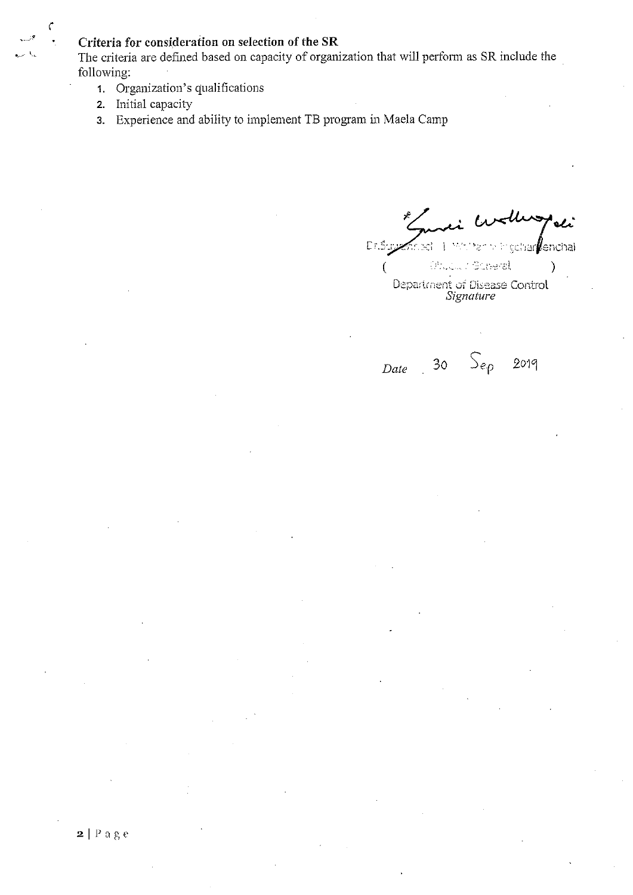**Criteria for consideration on selection of the SR**

The criteria are defined based on capacity of organization that will perform as SR include the following:

1. Organization's qualifications
2. Initial capacity
3. Experience and ability to implement TB program in Maela Camp

Dr.Suwannachai Wattanayingcharoenchai

( Director General )

Department of Disease Control

*Signature*

*Date* 30 Sep 2019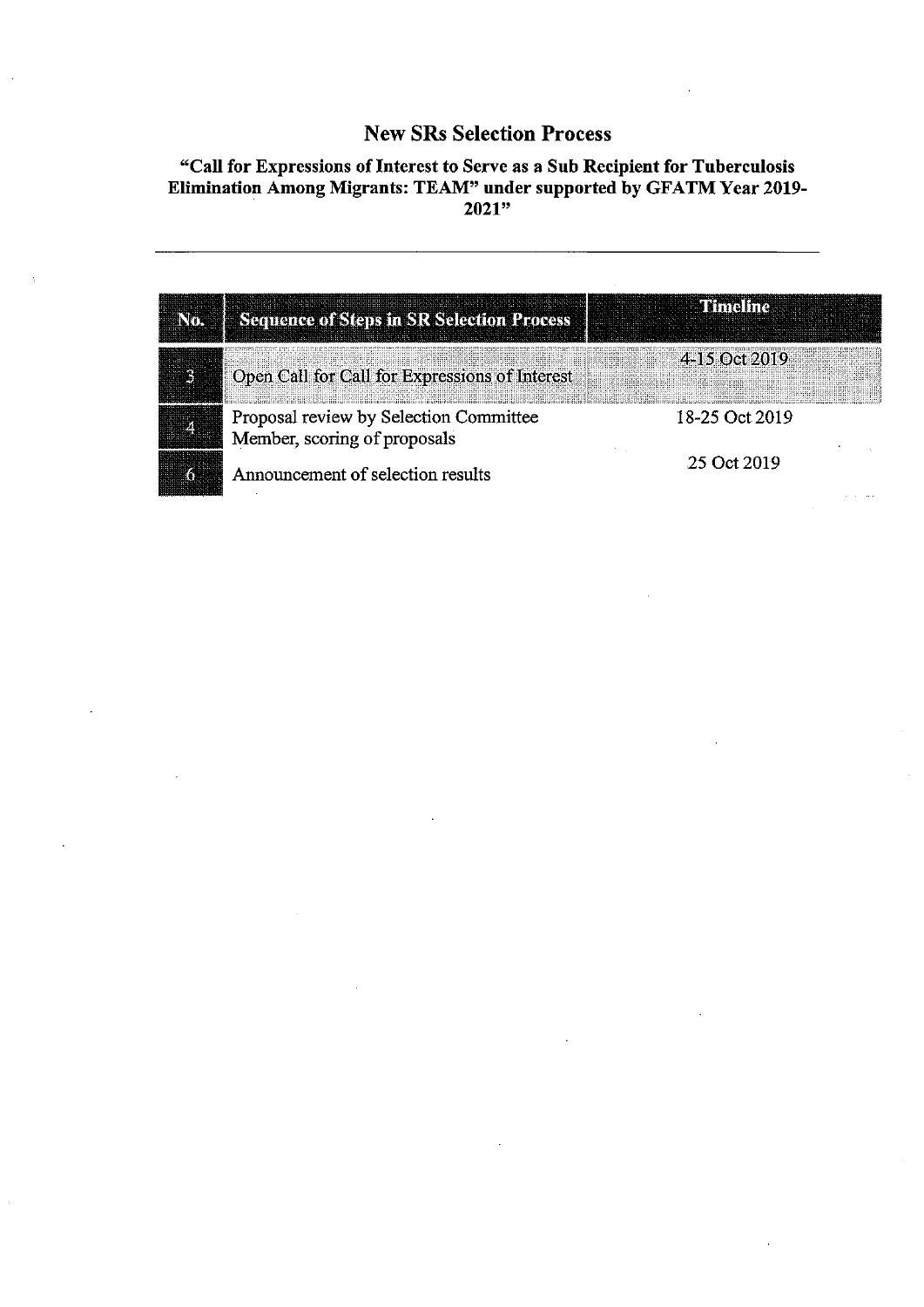## New SRs Selection Process

### "Call for Expressions of Interest to Serve as a Sub Recipient for Tuberculosis Elimination Among Migrants: TEAM" under supported by GFATM Year 2019-2021"

---

| No. | Sequence of Steps in SR Selection Process | Timeline |
|---|---|---|
| 3 | Open Call for Call for Expressions of Interest | 4-15 Oct 2019 |
| 4 | Proposal review by Selection Committee Member, scoring of proposals | 18-25 Oct 2019 |
| 6 | Announcement of selection results | 25 Oct 2019 |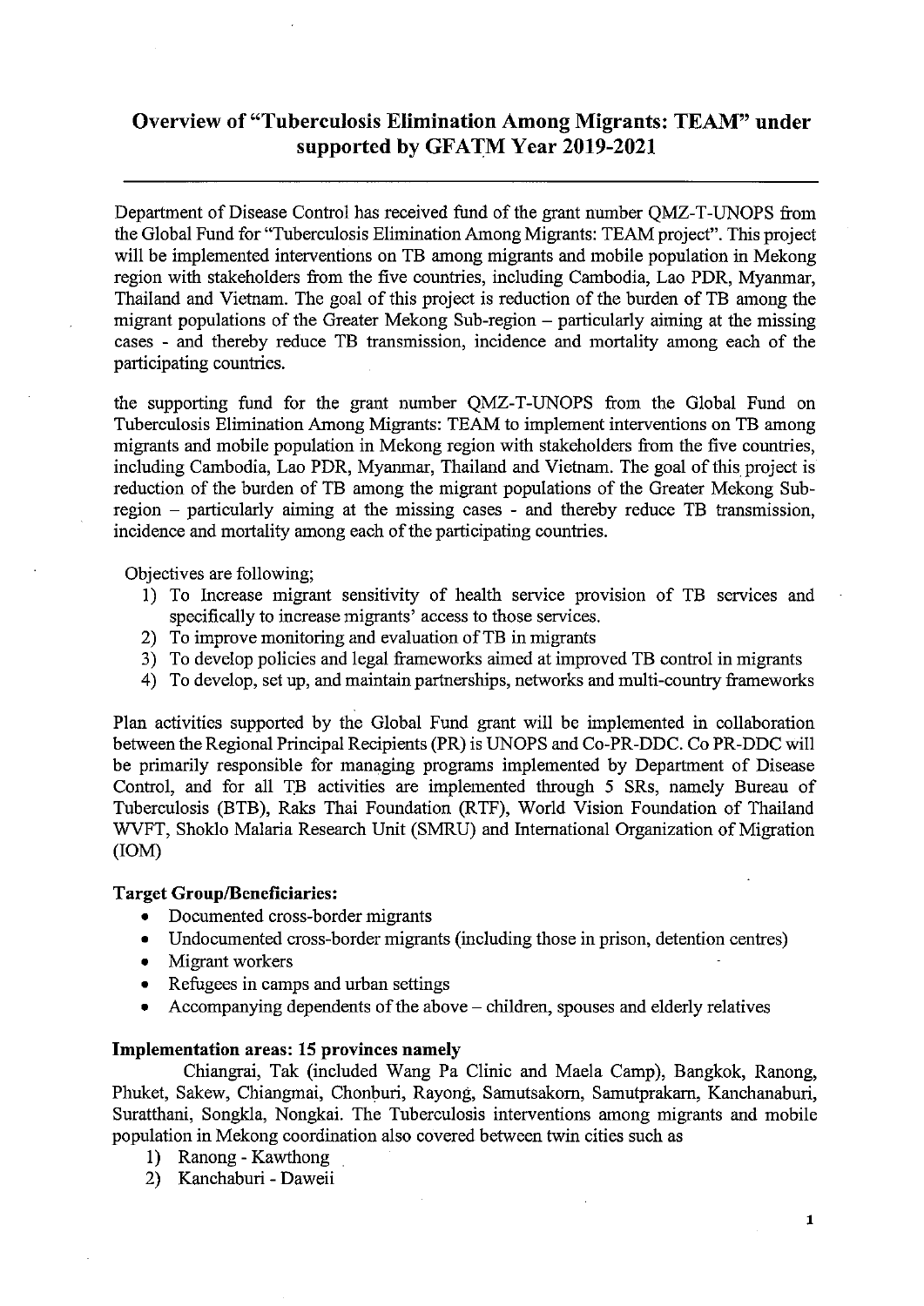# Overview of "Tuberculosis Elimination Among Migrants: TEAM" under supported by GFATM Year 2019-2021

Department of Disease Control has received fund of the grant number QMZ-T-UNOPS from the Global Fund for "Tuberculosis Elimination Among Migrants: TEAM project". This project will be implemented interventions on TB among migrants and mobile population in Mekong region with stakeholders from the five countries, including Cambodia, Lao PDR, Myanmar, Thailand and Vietnam. The goal of this project is reduction of the burden of TB among the migrant populations of the Greater Mekong Sub-region – particularly aiming at the missing cases - and thereby reduce TB transmission, incidence and mortality among each of the participating countries.

the supporting fund for the grant number QMZ-T-UNOPS from the Global Fund on Tuberculosis Elimination Among Migrants: TEAM to implement interventions on TB among migrants and mobile population in Mekong region with stakeholders from the five countries, including Cambodia, Lao PDR, Myanmar, Thailand and Vietnam. The goal of this project is reduction of the burden of TB among the migrant populations of the Greater Mekong Sub-region – particularly aiming at the missing cases - and thereby reduce TB transmission, incidence and mortality among each of the participating countries.

Objectives are following;

1) To Increase migrant sensitivity of health service provision of TB services and specifically to increase migrants' access to those services.
2) To improve monitoring and evaluation of TB in migrants
3) To develop policies and legal frameworks aimed at improved TB control in migrants
4) To develop, set up, and maintain partnerships, networks and multi-country frameworks

Plan activities supported by the Global Fund grant will be implemented in collaboration between the Regional Principal Recipients (PR) is UNOPS and Co-PR-DDC. Co PR-DDC will be primarily responsible for managing programs implemented by Department of Disease Control, and for all TB activities are implemented through 5 SRs, namely Bureau of Tuberculosis (BTB), Raks Thai Foundation (RTF), World Vision Foundation of Thailand WVFT, Shoklo Malaria Research Unit (SMRU) and International Organization of Migration (IOM)

**Target Group/Beneficiaries:**

- Documented cross-border migrants
- Undocumented cross-border migrants (including those in prison, detention centres)
- Migrant workers
- Refugees in camps and urban settings
- Accompanying dependents of the above – children, spouses and elderly relatives

**Implementation areas: 15 provinces namely**

Chiangrai, Tak (included Wang Pa Clinic and Maela Camp), Bangkok, Ranong, Phuket, Sakew, Chiangmai, Chonburi, Rayong, Samutsakorn, Samutprakarn, Kanchanaburi, Suratthani, Songkla, Nongkai. The Tuberculosis interventions among migrants and mobile population in Mekong coordination also covered between twin cities such as

1) Ranong - Kawthong
2) Kanchaburi - Daweii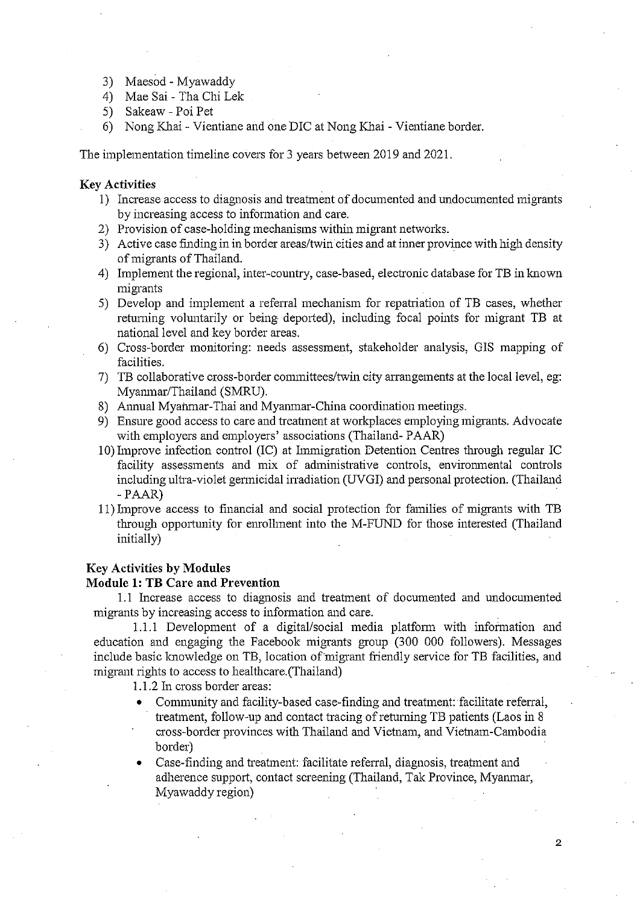3) Maesod - Myawaddy
4) Mae Sai - Tha Chi Lek
5) Sakeaw - Poi Pet
6) Nong Khai - Vientiane and one DIC at Nong Khai - Vientiane border.

The implementation timeline covers for 3 years between 2019 and 2021.

**Key Activities**

1) Increase access to diagnosis and treatment of documented and undocumented migrants by increasing access to information and care.
2) Provision of case-holding mechanisms within migrant networks.
3) Active case finding in in border areas/twin cities and at inner province with high density of migrants of Thailand.
4) Implement the regional, inter-country, case-based, electronic database for TB in known migrants
5) Develop and implement a referral mechanism for repatriation of TB cases, whether returning voluntarily or being deported), including focal points for migrant TB at national level and key border areas.
6) Cross-border monitoring: needs assessment, stakeholder analysis, GIS mapping of facilities.
7) TB collaborative cross-border committees/twin city arrangements at the local level, eg: Myanmar/Thailand (SMRU).
8) Annual Myanmar-Thai and Myanmar-China coordination meetings.
9) Ensure good access to care and treatment at workplaces employing migrants. Advocate with employers and employers' associations (Thailand- PAAR)
10) Improve infection control (IC) at Immigration Detention Centres through regular IC facility assessments and mix of administrative controls, environmental controls including ultra-violet germicidal irradiation (UVGI) and personal protection. (Thailand - PAAR)
11) Improve access to financial and social protection for families of migrants with TB through opportunity for enrollment into the M-FUND for those interested (Thailand initially)

**Key Activities by Modules**

**Module 1: TB Care and Prevention**

1.1 Increase access to diagnosis and treatment of documented and undocumented migrants by increasing access to information and care.

1.1.1 Development of a digital/social media platform with information and education and engaging the Facebook migrants group (300 000 followers). Messages include basic knowledge on TB, location of migrant friendly service for TB facilities, and migrant rights to access to healthcare.(Thailand)

1.1.2 In cross border areas:

- Community and facility-based case-finding and treatment: facilitate referral, treatment, follow-up and contact tracing of returning TB patients (Laos in 8 cross-border provinces with Thailand and Vietnam, and Vietnam-Cambodia border)
- Case-finding and treatment: facilitate referral, diagnosis, treatment and adherence support, contact screening (Thailand, Tak Province, Myanmar, Myawaddy region)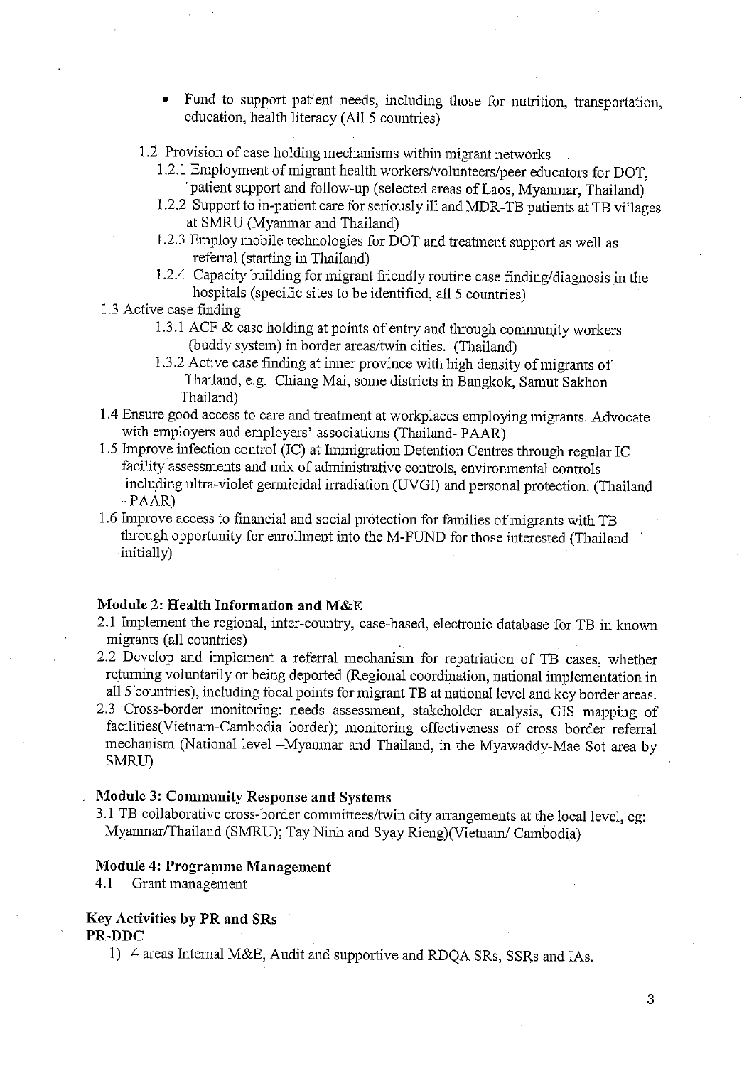- Fund to support patient needs, including those for nutrition, transportation, education, health literacy (All 5 countries)

1.2 Provision of case-holding mechanisms within migrant networks

- 1.2.1 Employment of migrant health workers/volunteers/peer educators for DOT, patient support and follow-up (selected areas of Laos, Myanmar, Thailand)
- 1.2.2 Support to in-patient care for seriously ill and MDR-TB patients at TB villages at SMRU (Myanmar and Thailand)
- 1.2.3 Employ mobile technologies for DOT and treatment support as well as referral (starting in Thailand)
- 1.2.4 Capacity building for migrant friendly routine case finding/diagnosis in the hospitals (specific sites to be identified, all 5 countries)

1.3 Active case finding

- 1.3.1 ACF & case holding at points of entry and through community workers (buddy system) in border areas/twin cities. (Thailand)
- 1.3.2 Active case finding at inner province with high density of migrants of Thailand, e.g. Chiang Mai, some districts in Bangkok, Samut Sakhon Thailand)

1.4 Ensure good access to care and treatment at workplaces employing migrants. Advocate with employers and employers' associations (Thailand- PAAR)

1.5 Improve infection control (IC) at Immigration Detention Centres through regular IC facility assessments and mix of administrative controls, environmental controls including ultra-violet germicidal irradiation (UVGI) and personal protection. (Thailand - PAAR)

1.6 Improve access to financial and social protection for families of migrants with TB through opportunity for enrollment into the M-FUND for those interested (Thailand initially)

**Module 2: Health Information and M&E**

2.1 Implement the regional, inter-country, case-based, electronic database for TB in known migrants (all countries)

2.2 Develop and implement a referral mechanism for repatriation of TB cases, whether returning voluntarily or being deported (Regional coordination, national implementation in all 5 countries), including focal points for migrant TB at national level and key border areas.

2.3 Cross-border monitoring: needs assessment, stakeholder analysis, GIS mapping of facilities(Vietnam-Cambodia border); monitoring effectiveness of cross border referral mechanism (National level –Myanmar and Thailand, in the Myawaddy-Mae Sot area by SMRU)

**Module 3: Community Response and Systems**

3.1 TB collaborative cross-border committees/twin city arrangements at the local level, eg: Myanmar/Thailand (SMRU); Tay Ninh and Syay Rieng)(Vietnam/ Cambodia)

**Module 4: Programme Management**

4.1 Grant management

**Key Activities by PR and SRs**

**PR-DDC**

1) 4 areas Internal M&E, Audit and supportive and RDQA SRs, SSRs and IAs.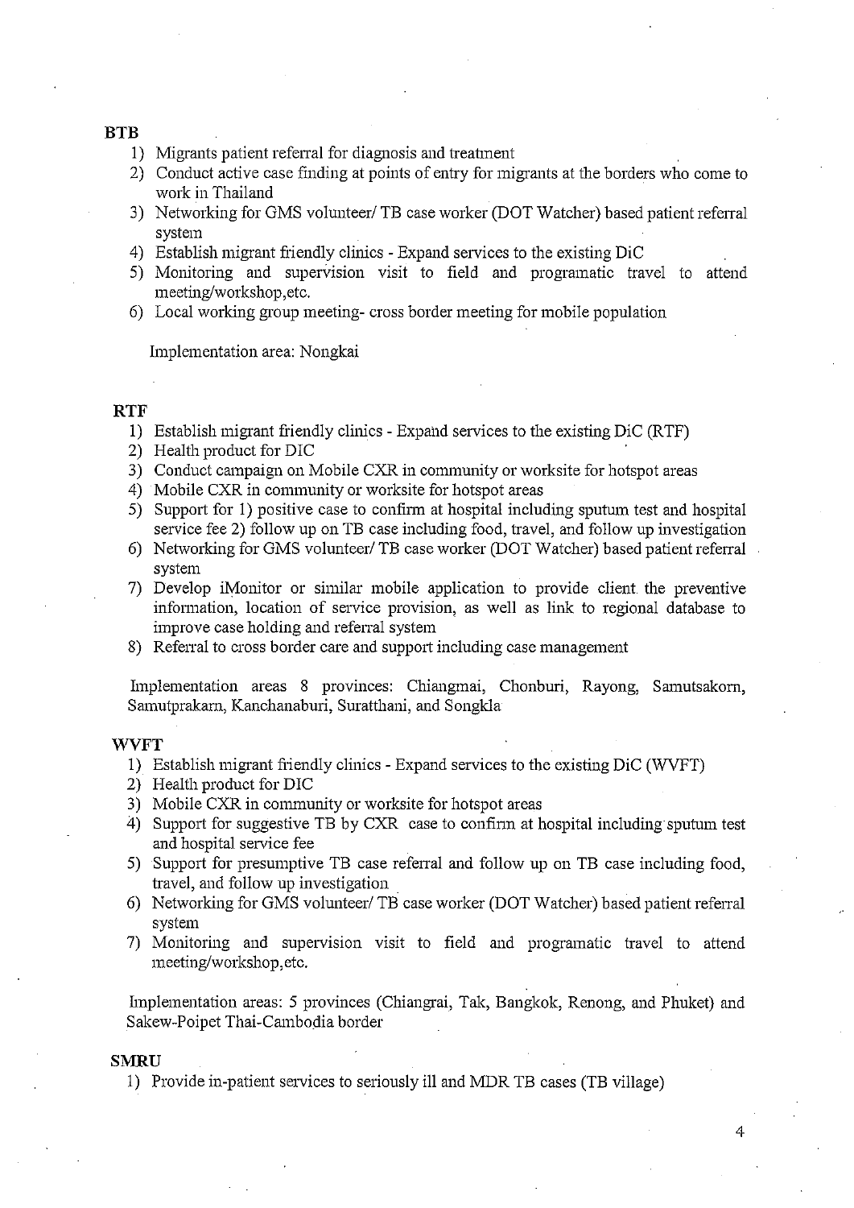**BTB**

1) Migrants patient referral for diagnosis and treatment
2) Conduct active case finding at points of entry for migrants at the borders who come to work in Thailand
3) Networking for GMS volunteer/ TB case worker (DOT Watcher) based patient referral system
4) Establish migrant friendly clinics - Expand services to the existing DiC
5) Monitoring and supervision visit to field and programatic travel to attend meeting/workshop,etc.
6) Local working group meeting- cross border meeting for mobile population

Implementation area: Nongkai

**RTF**

1) Establish migrant friendly clinics - Expand services to the existing DiC (RTF)
2) Health product for DIC
3) Conduct campaign on Mobile CXR in community or worksite for hotspot areas
4) Mobile CXR in community or worksite for hotspot areas
5) Support for 1) positive case to confirm at hospital including sputum test and hospital service fee 2) follow up on TB case including food, travel, and follow up investigation
6) Networking for GMS volunteer/ TB case worker (DOT Watcher) based patient referral system
7) Develop iMonitor or similar mobile application to provide client the preventive information, location of service provision, as well as link to regional database to improve case holding and referral system
8) Referral to cross border care and support including case management

Implementation areas 8 provinces: Chiangmai, Chonburi, Rayong, Samutsakorn, Samutprakarn, Kanchanaburi, Suratthani, and Songkla

**WVFT**

1) Establish migrant friendly clinics - Expand services to the existing DiC (WVFT)
2) Health product for DIC
3) Mobile CXR in community or worksite for hotspot areas
4) Support for suggestive TB by CXR case to confirm at hospital including sputum test and hospital service fee
5) Support for presumptive TB case referral and follow up on TB case including food, travel, and follow up investigation
6) Networking for GMS volunteer/ TB case worker (DOT Watcher) based patient referral system
7) Monitoring and supervision visit to field and programatic travel to attend meeting/workshop,etc.

Implementation areas: 5 provinces (Chiangrai, Tak, Bangkok, Renong, and Phuket) and Sakew-Poipet Thai-Cambodia border

**SMRU**

1) Provide in-patient services to seriously ill and MDR TB cases (TB village)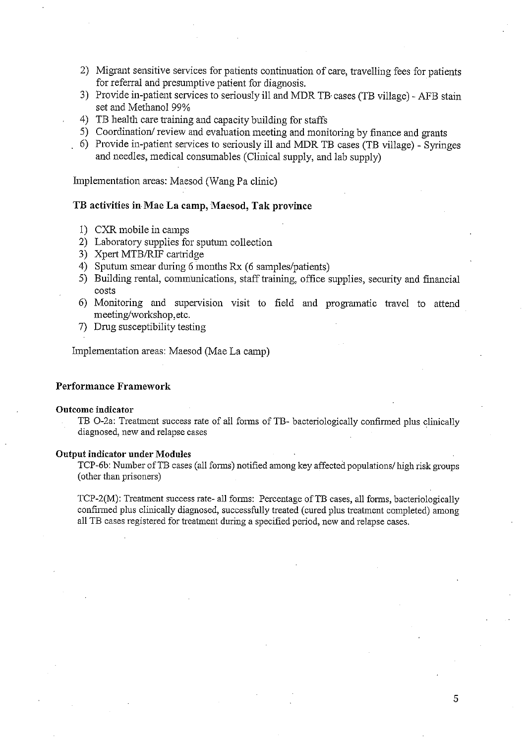2) Migrant sensitive services for patients continuation of care, travelling fees for patients for referral and presumptive patient for diagnosis.
3) Provide in-patient services to seriously ill and MDR TB cases (TB village) - AFB stain set and Methanol 99%
4) TB health care training and capacity building for staffs
5) Coordination/ review and evaluation meeting and monitoring by finance and grants
6) Provide in-patient services to seriously ill and MDR TB cases (TB village) - Syringes and needles, medical consumables (Clinical supply, and lab supply)

Implementation areas: Maesod (Wang Pa clinic)

### TB activities in Mae La camp, Maesod, Tak province

1) CXR mobile in camps
2) Laboratory supplies for sputum collection
3) Xpert MTB/RIF cartridge
4) Sputum smear during 6 months Rx (6 samples/patients)
5) Building rental, communications, staff training, office supplies, security and financial costs
6) Monitoring and supervision visit to field and programatic travel to attend meeting/workshop,etc.
7) Drug susceptibility testing

Implementation areas: Maesod (Mae La camp)

### Performance Framework

**Outcome indicator**

TB O-2a: Treatment success rate of all forms of TB- bacteriologically confirmed plus clinically diagnosed, new and relapse cases

**Output indicator under Modules**

TCP-6b: Number of TB cases (all forms) notified among key affected populations/ high risk groups (other than prisoners)

TCP-2(M): Treatment success rate- all forms: Percentage of TB cases, all forms, bacteriologically confirmed plus clinically diagnosed, successfully treated (cured plus treatment completed) among all TB cases registered for treatment during a specified period, new and relapse cases.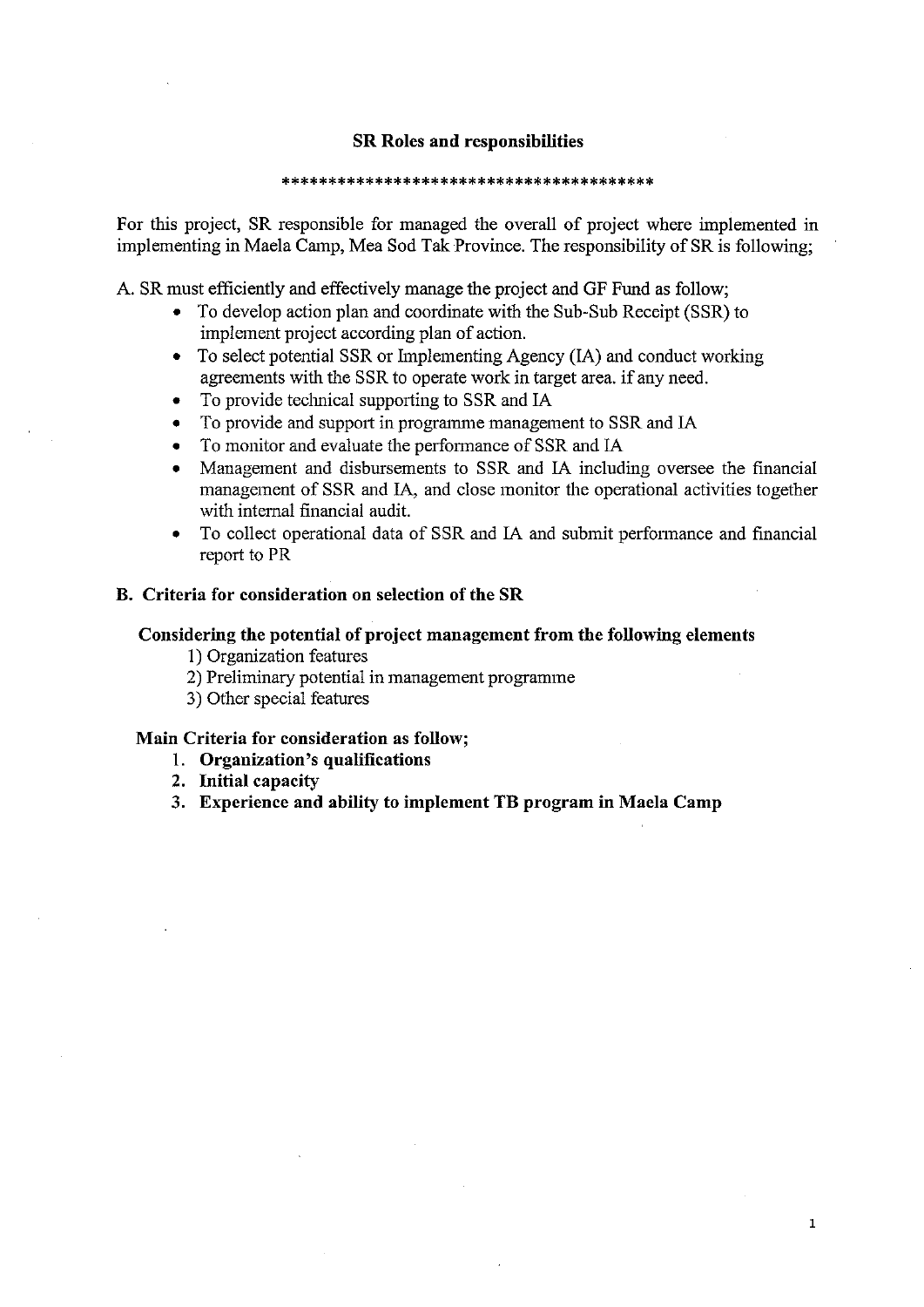## SR Roles and responsibilities

****************************************

For this project, SR responsible for managed the overall of project where implemented in implementing in Maela Camp, Mea Sod Tak Province. The responsibility of SR is following;

A. SR must efficiently and effectively manage the project and GF Fund as follow;

- To develop action plan and coordinate with the Sub-Sub Receipt (SSR) to implement project according plan of action.
- To select potential SSR or Implementing Agency (IA) and conduct working agreements with the SSR to operate work in target area. if any need.
- To provide technical supporting to SSR and IA
- To provide and support in programme management to SSR and IA
- To monitor and evaluate the performance of SSR and IA
- Management and disbursements to SSR and IA including oversee the financial management of SSR and IA, and close monitor the operational activities together with internal financial audit.
- To collect operational data of SSR and IA and submit performance and financial report to PR

### B. Criteria for consideration on selection of the SR

**Considering the potential of project management from the following elements**

1) Organization features
2) Preliminary potential in management programme
3) Other special features

**Main Criteria for consideration as follow;**

1. **Organization's qualifications**
2. **Initial capacity**
3. **Experience and ability to implement TB program in Maela Camp**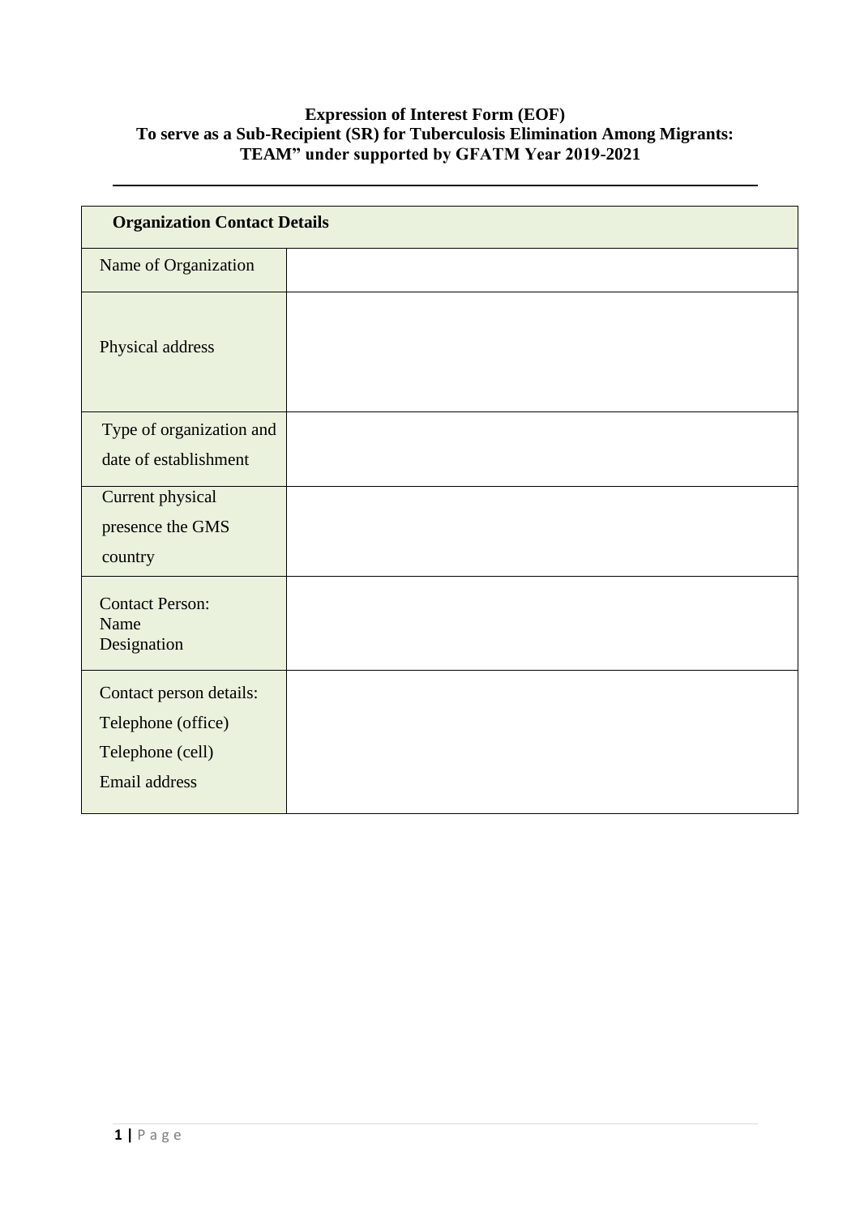**Expression of Interest Form (EOF)**
**To serve as a Sub-Recipient (SR) for Tuberculosis Elimination Among Migrants: TEAM" under supported by GFATM Year 2019-2021**

---

| **Organization Contact Details** | |
|---|---|
| Name of Organization | |
| Physical address | |
| Type of organization and date of establishment | |
| Current physical presence the GMS country | |
| Contact Person: Name Designation | |
| Contact person details: Telephone (office) Telephone (cell) Email address | |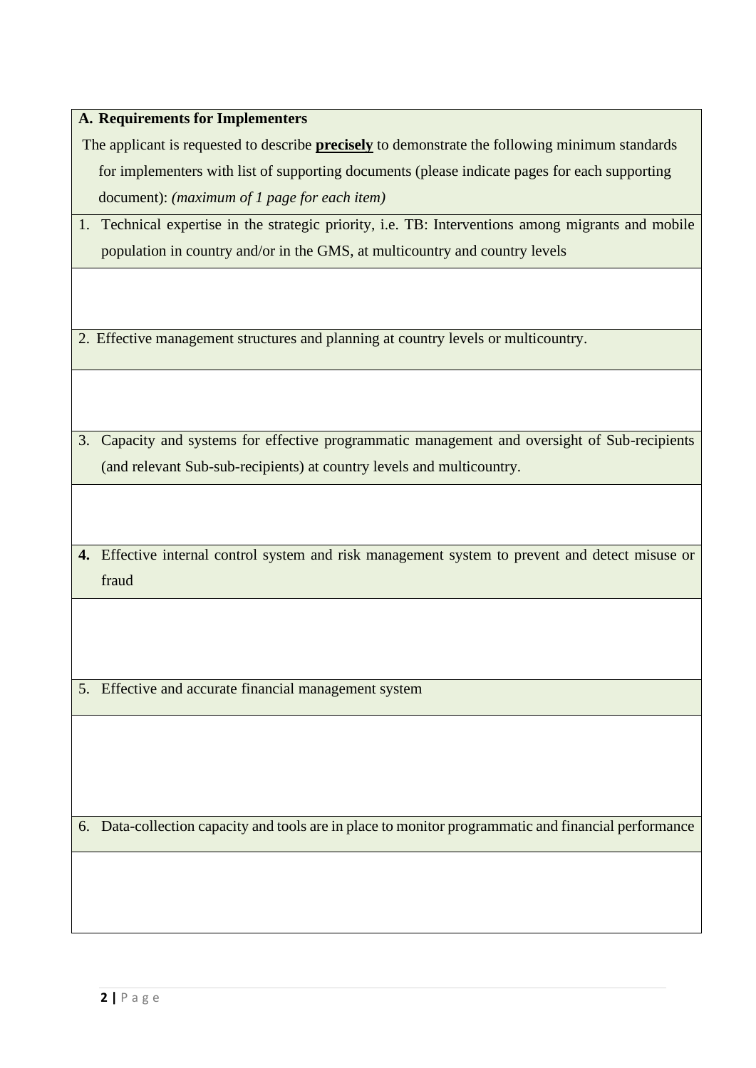| **A. Requirements for Implementers**<br>The applicant is requested to describe **precisely** to demonstrate the following minimum standards for implementers with list of supporting documents (please indicate pages for each supporting document): *(maximum of 1 page for each item)* |
|---|
| 1. Technical expertise in the strategic priority, i.e. TB: Interventions among migrants and mobile population in country and/or in the GMS, at multicountry and country levels |
| |
| 2. Effective management structures and planning at country levels or multicountry. |
| |
| 3. Capacity and systems for effective programmatic management and oversight of Sub-recipients (and relevant Sub-sub-recipients) at country levels and multicountry. |
| |
| **4.** Effective internal control system and risk management system to prevent and detect misuse or fraud |
| |
| 5. Effective and accurate financial management system |
| |
| 6. Data-collection capacity and tools are in place to monitor programmatic and financial performance |
| |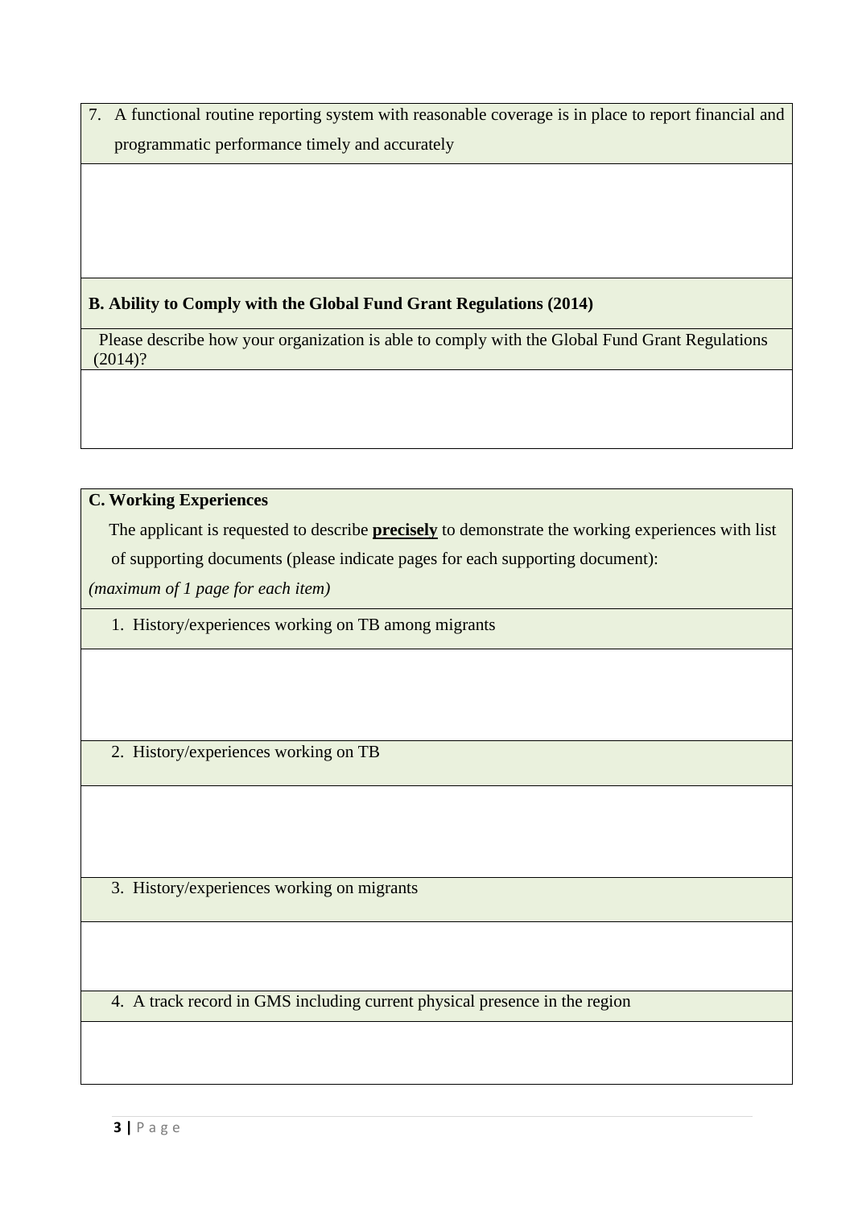7. A functional routine reporting system with reasonable coverage is in place to report financial and programmatic performance timely and accurately

**B. Ability to Comply with the Global Fund Grant Regulations (2014)**

Please describe how your organization is able to comply with the Global Fund Grant Regulations (2014)?

**C. Working Experiences**

The applicant is requested to describe <u>**precisely**</u> to demonstrate the working experiences with list of supporting documents (please indicate pages for each supporting document):

*(maximum of 1 page for each item)*

1. History/experiences working on TB among migrants

2. History/experiences working on TB

3. History/experiences working on migrants

4. A track record in GMS including current physical presence in the region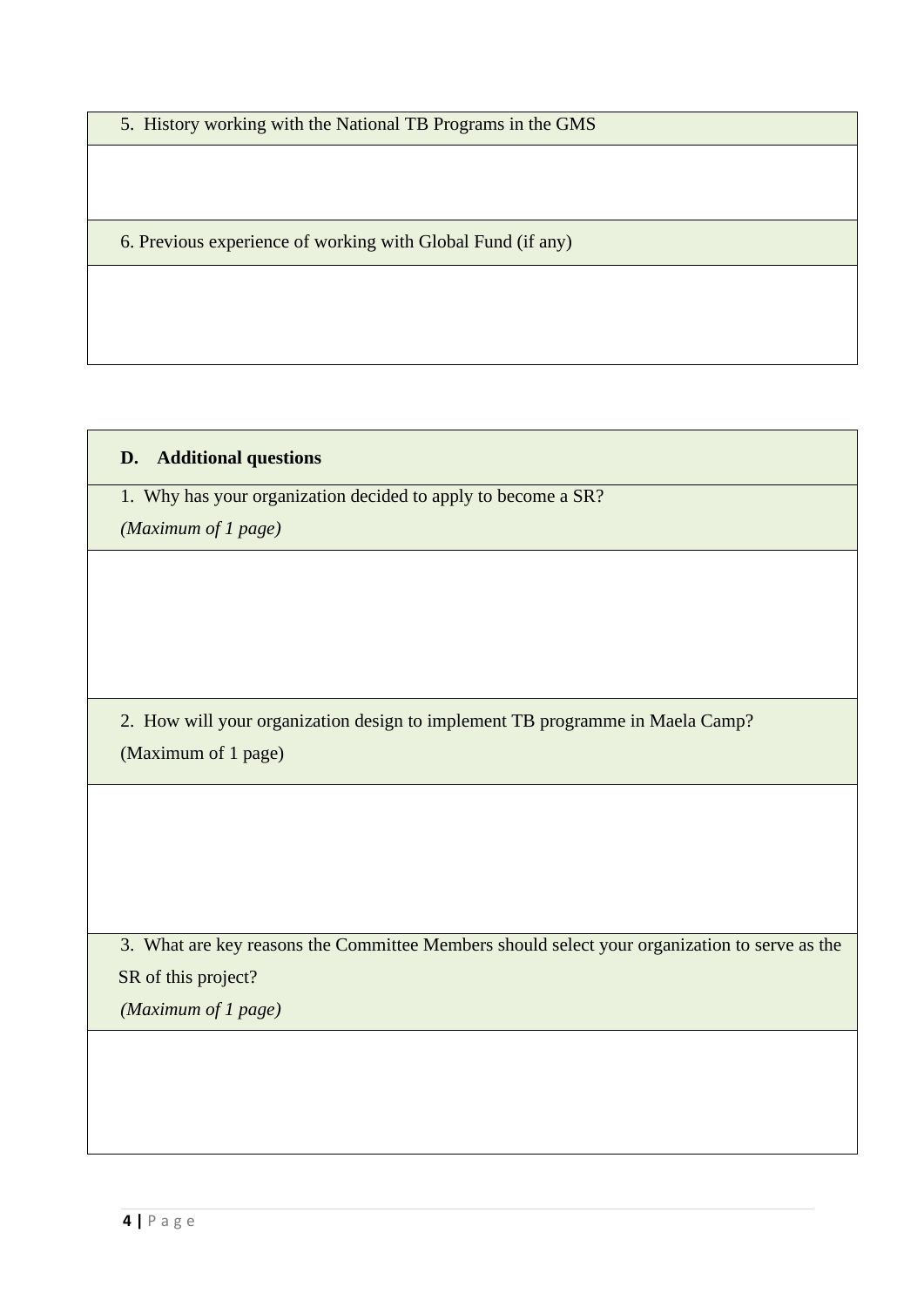5. History working with the National TB Programs in the GMS

6. Previous experience of working with Global Fund (if any)

**D. Additional questions**

1. Why has your organization decided to apply to become a SR?

*(Maximum of 1 page)*

2. How will your organization design to implement TB programme in Maela Camp?

(Maximum of 1 page)

3. What are key reasons the Committee Members should select your organization to serve as the SR of this project?

*(Maximum of 1 page)*